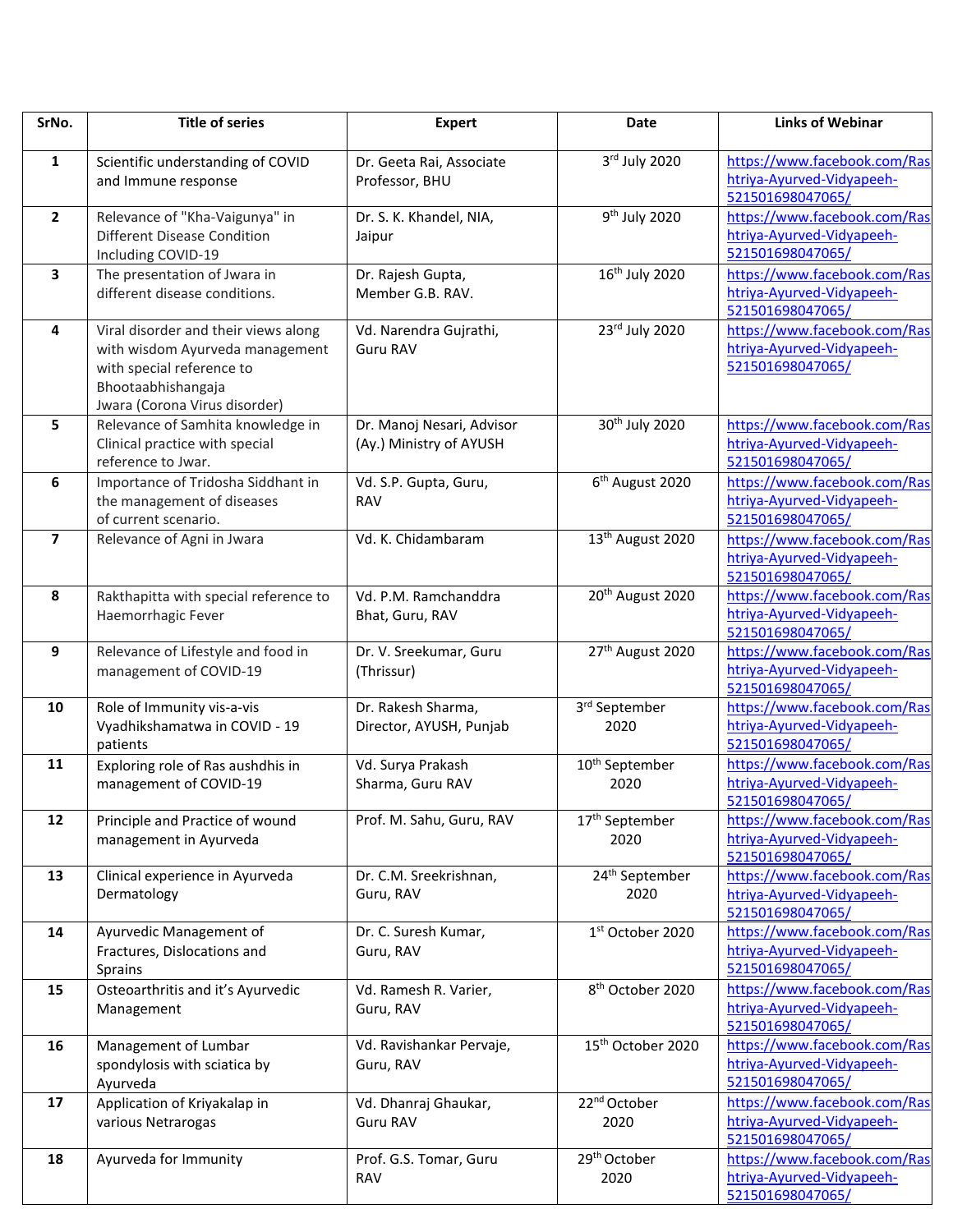| SrNo. | Title of series | Expert | Date | Links of Webinar |
|---|---|---|---|---|
| 1 | Scientific understanding of COVID and Immune response | Dr. Geeta Rai, Associate Professor, BHU | 3rd July 2020 | https://www.facebook.com/Rashtriya-Ayurved-Vidyapeeh-521501698047065/ |
| 2 | Relevance of "Kha-Vaigunya" in Different Disease Condition Including COVID-19 | Dr. S. K. Khandel, NIA, Jaipur | 9th July 2020 | https://www.facebook.com/Rashtriya-Ayurved-Vidyapeeh-521501698047065/ |
| 3 | The presentation of Jwara in different disease conditions. | Dr. Rajesh Gupta, Member G.B. RAV. | 16th July 2020 | https://www.facebook.com/Rashtriya-Ayurved-Vidyapeeh-521501698047065/ |
| 4 | Viral disorder and their views along with wisdom Ayurveda management with special reference to Bhootaabhishangaja Jwara (Corona Virus disorder) | Vd. Narendra Gujrathi, Guru RAV | 23rd July 2020 | https://www.facebook.com/Rashtriya-Ayurved-Vidyapeeh-521501698047065/ |
| 5 | Relevance of Samhita knowledge in Clinical practice with special reference to Jwar. | Dr. Manoj Nesari, Advisor (Ay.) Ministry of AYUSH | 30th July 2020 | https://www.facebook.com/Rashtriya-Ayurved-Vidyapeeh-521501698047065/ |
| 6 | Importance of Tridosha Siddhant in the management of diseases of current scenario. | Vd. S.P. Gupta, Guru, RAV | 6th August 2020 | https://www.facebook.com/Rashtriya-Ayurved-Vidyapeeh-521501698047065/ |
| 7 | Relevance of Agni in Jwara | Vd. K. Chidambaram | 13th August 2020 | https://www.facebook.com/Rashtriya-Ayurved-Vidyapeeh-521501698047065/ |
| 8 | Rakthapitta with special reference to Haemorrhagic Fever | Vd. P.M. Ramchanddra Bhat, Guru, RAV | 20th August 2020 | https://www.facebook.com/Rashtriya-Ayurved-Vidyapeeh-521501698047065/ |
| 9 | Relevance of Lifestyle and food in management of COVID-19 | Dr. V. Sreekumar, Guru (Thrissur) | 27th August 2020 | https://www.facebook.com/Rashtriya-Ayurved-Vidyapeeh-521501698047065/ |
| 10 | Role of Immunity vis-a-vis Vyadhikshamatwa in COVID - 19 patients | Dr. Rakesh Sharma, Director, AYUSH, Punjab | 3rd September 2020 | https://www.facebook.com/Rashtriya-Ayurved-Vidyapeeh-521501698047065/ |
| 11 | Exploring role of Ras aushdhis in management of COVID-19 | Vd. Surya Prakash Sharma, Guru RAV | 10th September 2020 | https://www.facebook.com/Rashtriya-Ayurved-Vidyapeeh-521501698047065/ |
| 12 | Principle and Practice of wound management in Ayurveda | Prof. M. Sahu, Guru, RAV | 17th September 2020 | https://www.facebook.com/Rashtriya-Ayurved-Vidyapeeh-521501698047065/ |
| 13 | Clinical experience in Ayurveda Dermatology | Dr. C.M. Sreekrishnan, Guru, RAV | 24th September 2020 | https://www.facebook.com/Rashtriya-Ayurved-Vidyapeeh-521501698047065/ |
| 14 | Ayurvedic Management of Fractures, Dislocations and Sprains | Dr. C. Suresh Kumar, Guru, RAV | 1st October 2020 | https://www.facebook.com/Rashtriya-Ayurved-Vidyapeeh-521501698047065/ |
| 15 | Osteoarthritis and it's Ayurvedic Management | Vd. Ramesh R. Varier, Guru, RAV | 8th October 2020 | https://www.facebook.com/Rashtriya-Ayurved-Vidyapeeh-521501698047065/ |
| 16 | Management of Lumbar spondylosis with sciatica by Ayurveda | Vd. Ravishankar Pervaje, Guru, RAV | 15th October 2020 | https://www.facebook.com/Rashtriya-Ayurved-Vidyapeeh-521501698047065/ |
| 17 | Application of Kriyakalap in various Netrarogas | Vd. Dhanraj Ghaukar, Guru RAV | 22nd October 2020 | https://www.facebook.com/Rashtriya-Ayurved-Vidyapeeh-521501698047065/ |
| 18 | Ayurveda for Immunity | Prof. G.S. Tomar, Guru RAV | 29th October 2020 | https://www.facebook.com/Rashtriya-Ayurved-Vidyapeeh-521501698047065/ |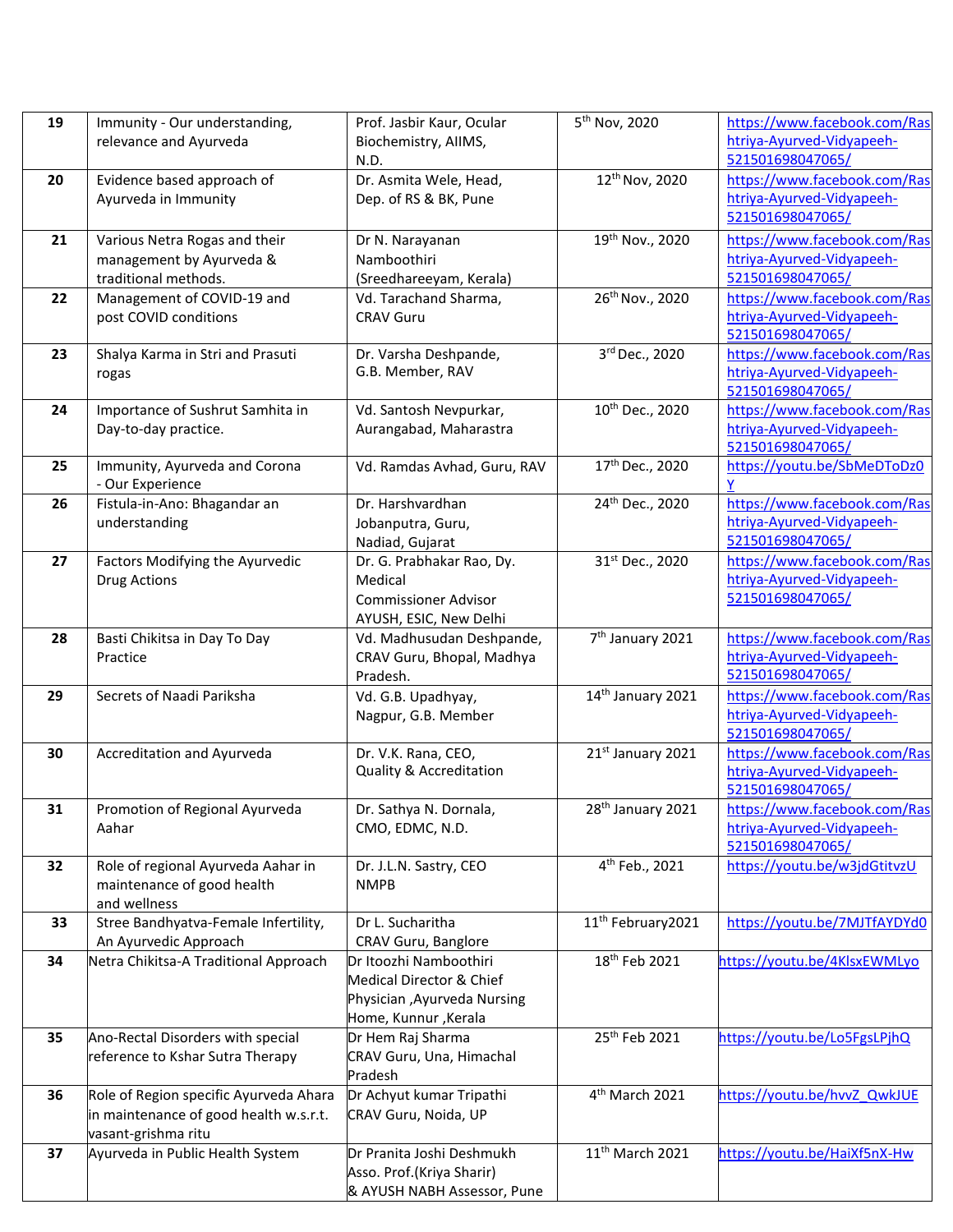| 19 | Immunity - Our understanding, relevance and Ayurveda | Prof. Jasbir Kaur, Ocular Biochemistry, AIIMS, N.D. | 5th Nov, 2020 | https://www.facebook.com/Rashtriya-Ayurved-Vidyapeeh-521501698047065/ |
|---|---|---|---|---|
| 20 | Evidence based approach of Ayurveda in Immunity | Dr. Asmita Wele, Head, Dep. of RS & BK, Pune | 12th Nov, 2020 | https://www.facebook.com/Rashtriya-Ayurved-Vidyapeeh-521501698047065/ |
| 21 | Various Netra Rogas and their management by Ayurveda & traditional methods. | Dr N. Narayanan Namboothiri (Sreedhareeyam, Kerala) | 19th Nov., 2020 | https://www.facebook.com/Rashtriya-Ayurved-Vidyapeeh-521501698047065/ |
| 22 | Management of COVID-19 and post COVID conditions | Vd. Tarachand Sharma, CRAV Guru | 26th Nov., 2020 | https://www.facebook.com/Rashtriya-Ayurved-Vidyapeeh-521501698047065/ |
| 23 | Shalya Karma in Stri and Prasuti rogas | Dr. Varsha Deshpande, G.B. Member, RAV | 3rd Dec., 2020 | https://www.facebook.com/Rashtriya-Ayurved-Vidyapeeh-521501698047065/ |
| 24 | Importance of Sushrut Samhita in Day-to-day practice. | Vd. Santosh Nevpurkar, Aurangabad, Maharastra | 10th Dec., 2020 | https://www.facebook.com/Rashtriya-Ayurved-Vidyapeeh-521501698047065/ |
| 25 | Immunity, Ayurveda and Corona - Our Experience | Vd. Ramdas Avhad, Guru, RAV | 17th Dec., 2020 | https://youtu.be/SbMeDToDz0Y |
| 26 | Fistula-in-Ano: Bhagandar an understanding | Dr. Harshvardhan Jobanputra, Guru, Nadiad, Gujarat | 24th Dec., 2020 | https://www.facebook.com/Rashtriya-Ayurved-Vidyapeeh-521501698047065/ |
| 27 | Factors Modifying the Ayurvedic Drug Actions | Dr. G. Prabhakar Rao, Dy. Medical Commissioner Advisor AYUSH, ESIC, New Delhi | 31st Dec., 2020 | https://www.facebook.com/Rashtriya-Ayurved-Vidyapeeh-521501698047065/ |
| 28 | Basti Chikitsa in Day To Day Practice | Vd. Madhusudan Deshpande, CRAV Guru, Bhopal, Madhya Pradesh. | 7th January 2021 | https://www.facebook.com/Rashtriya-Ayurved-Vidyapeeh-521501698047065/ |
| 29 | Secrets of Naadi Pariksha | Vd. G.B. Upadhyay, Nagpur, G.B. Member | 14th January 2021 | https://www.facebook.com/Rashtriya-Ayurved-Vidyapeeh-521501698047065/ |
| 30 | Accreditation and Ayurveda | Dr. V.K. Rana, CEO, Quality & Accreditation | 21st January 2021 | https://www.facebook.com/Rashtriya-Ayurved-Vidyapeeh-521501698047065/ |
| 31 | Promotion of Regional Ayurveda Aahar | Dr. Sathya N. Dornala, CMO, EDMC, N.D. | 28th January 2021 | https://www.facebook.com/Rashtriya-Ayurved-Vidyapeeh-521501698047065/ |
| 32 | Role of regional Ayurveda Aahar in maintenance of good health and wellness | Dr. J.L.N. Sastry, CEO NMPB | 4th Feb., 2021 | https://youtu.be/w3jdGtitvzU |
| 33 | Stree Bandhyatva-Female Infertility, An Ayurvedic Approach | Dr L. Sucharitha CRAV Guru, Banglore | 11th February2021 | https://youtu.be/7MJTfAYDYd0 |
| 34 | Netra Chikitsa-A Traditional Approach | Dr Itoozhi Namboothiri Medical Director & Chief Physician ,Ayurveda Nursing Home, Kunnur ,Kerala | 18th Feb 2021 | https://youtu.be/4KlsxEWMLyo |
| 35 | Ano-Rectal Disorders with special reference to Kshar Sutra Therapy | Dr Hem Raj Sharma CRAV Guru, Una, Himachal Pradesh | 25th Feb 2021 | https://youtu.be/Lo5FgsLPjhQ |
| 36 | Role of Region specific Ayurveda Ahara in maintenance of good health w.s.r.t. vasant-grishma ritu | Dr Achyut kumar Tripathi CRAV Guru, Noida, UP | 4th March 2021 | https://youtu.be/hvvZ_QwkJUE |
| 37 | Ayurveda in Public Health System | Dr Pranita Joshi Deshmukh Asso. Prof.(Kriya Sharir) & AYUSH NABH Assessor, Pune | 11th March 2021 | https://youtu.be/HaiXf5nX-Hw |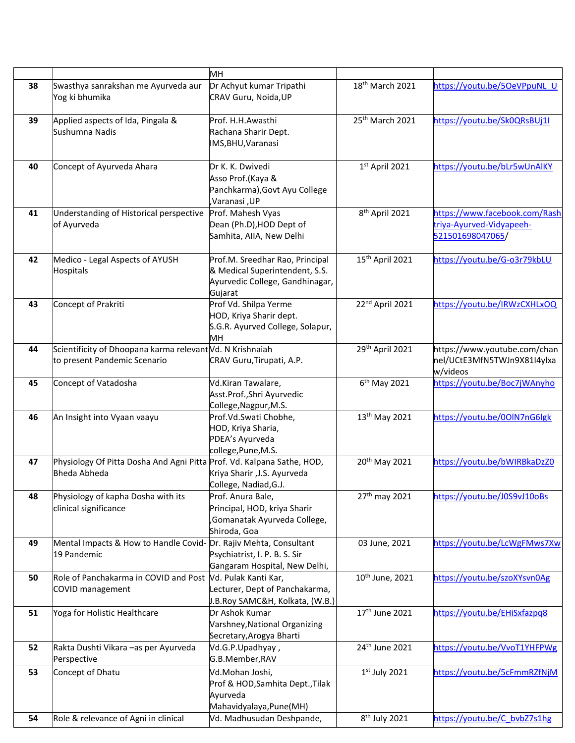|  |  | MH |  |  |
|---|---|---|---|---|
| 38 | Swasthya sanrakshan me Ayurveda aur Yog ki bhumika | Dr Achyut kumar Tripathi CRAV Guru, Noida,UP | 18th March 2021 | https://youtu.be/5OeVPpuNL_U |
| 39 | Applied aspects of Ida, Pingala & Sushumna Nadis | Prof. H.H.Awasthi Rachana Sharir Dept. IMS,BHU,Varanasi | 25th March 2021 | https://youtu.be/Sk0QRsBUj1I |
| 40 | Concept of Ayurveda Ahara | Dr K. K. Dwivedi Asso Prof.(Kaya & Panchkarma),Govt Ayu College ,Varanasi ,UP | 1st April 2021 | https://youtu.be/bLr5wUnAlKY |
| 41 | Understanding of Historical perspective of Ayurveda | Prof. Mahesh Vyas Dean (Ph.D),HOD Dept of Samhita, AIIA, New Delhi | 8th April 2021 | https://www.facebook.com/Rashtriya-Ayurved-Vidyapeeh-521501698047065/ |
| 42 | Medico - Legal Aspects of AYUSH Hospitals | Prof.M. Sreedhar Rao, Principal & Medical Superintendent, S.S. Ayurvedic College, Gandhinagar, Gujarat | 15th April 2021 | https://youtu.be/G-o3r79kbLU |
| 43 | Concept of Prakriti | Prof Vd. Shilpa Yerme HOD, Kriya Sharir dept. S.G.R. Ayurved College, Solapur, MH | 22nd April 2021 | https://youtu.be/IRWzCXHLxOQ |
| 44 | Scientificity of Dhoopana karma relevant to present Pandemic Scenario | Vd. N Krishnaiah CRAV Guru,Tirupati, A.P. | 29th April 2021 | https://www.youtube.com/channel/UCtE3MfN5TWJn9X81I4ylxaw/videos |
| 45 | Concept of Vatadosha | Vd.Kiran Tawalare, Asst.Prof.,Shri Ayurvedic College,Nagpur,M.S. | 6th May 2021 | https://youtu.be/Boc7jWAnyho |
| 46 | An Insight into Vyaan vaayu | Prof.Vd.Swati Chobhe, HOD, Kriya Sharia, PDEA's Ayurveda college,Pune,M.S. | 13th May 2021 | https://youtu.be/0OlN7nG6lgk |
| 47 | Physiology Of Pitta Dosha And Agni Pitta Bheda Abheda | Prof. Vd. Kalpana Sathe, HOD, Kriya Sharir ,J.S. Ayurveda College, Nadiad,G.J. | 20th May 2021 | https://youtu.be/bWIRBkaDzZ0 |
| 48 | Physiology of kapha Dosha with its clinical significance | Prof. Anura Bale, Principal, HOD, kriya Sharir ,Gomanatak Ayurveda College, Shiroda, Goa | 27th may 2021 | https://youtu.be/J0S9vJ10oBs |
| 49 | Mental Impacts & How to Handle Covid-19 Pandemic | Dr. Rajiv Mehta, Consultant Psychiatrist, I. P. B. S. Sir Gangaram Hospital, New Delhi, | 03 June, 2021 | https://youtu.be/LcWgFMws7Xw |
| 50 | Role of Panchakarma in COVID and Post COVID management | Vd. Pulak Kanti Kar, Lecturer, Dept of Panchakarma, J.B.Roy SAMC&H, Kolkata, (W.B.) | 10th June, 2021 | https://youtu.be/szoXYsvn0Ag |
| 51 | Yoga for Holistic Healthcare | Dr Ashok Kumar Varshney,National Organizing Secretary,Arogya Bharti | 17th June 2021 | https://youtu.be/EHiSxfazpq8 |
| 52 | Rakta Dushti Vikara –as per Ayurveda Perspective | Vd.G.P.Upadhyay , G.B.Member,RAV | 24th June 2021 | https://youtu.be/VvoT1YHFPWg |
| 53 | Concept of Dhatu | Vd.Mohan Joshi, Prof & HOD,Samhita Dept.,Tilak Ayurveda Mahavidyalaya,Pune(MH) | 1st July 2021 | https://youtu.be/5cFmmRZfNjM |
| 54 | Role & relevance of Agni in clinical | Vd. Madhusudan Deshpande, | 8th July 2021 | https://youtu.be/C_bvbZ7s1hg |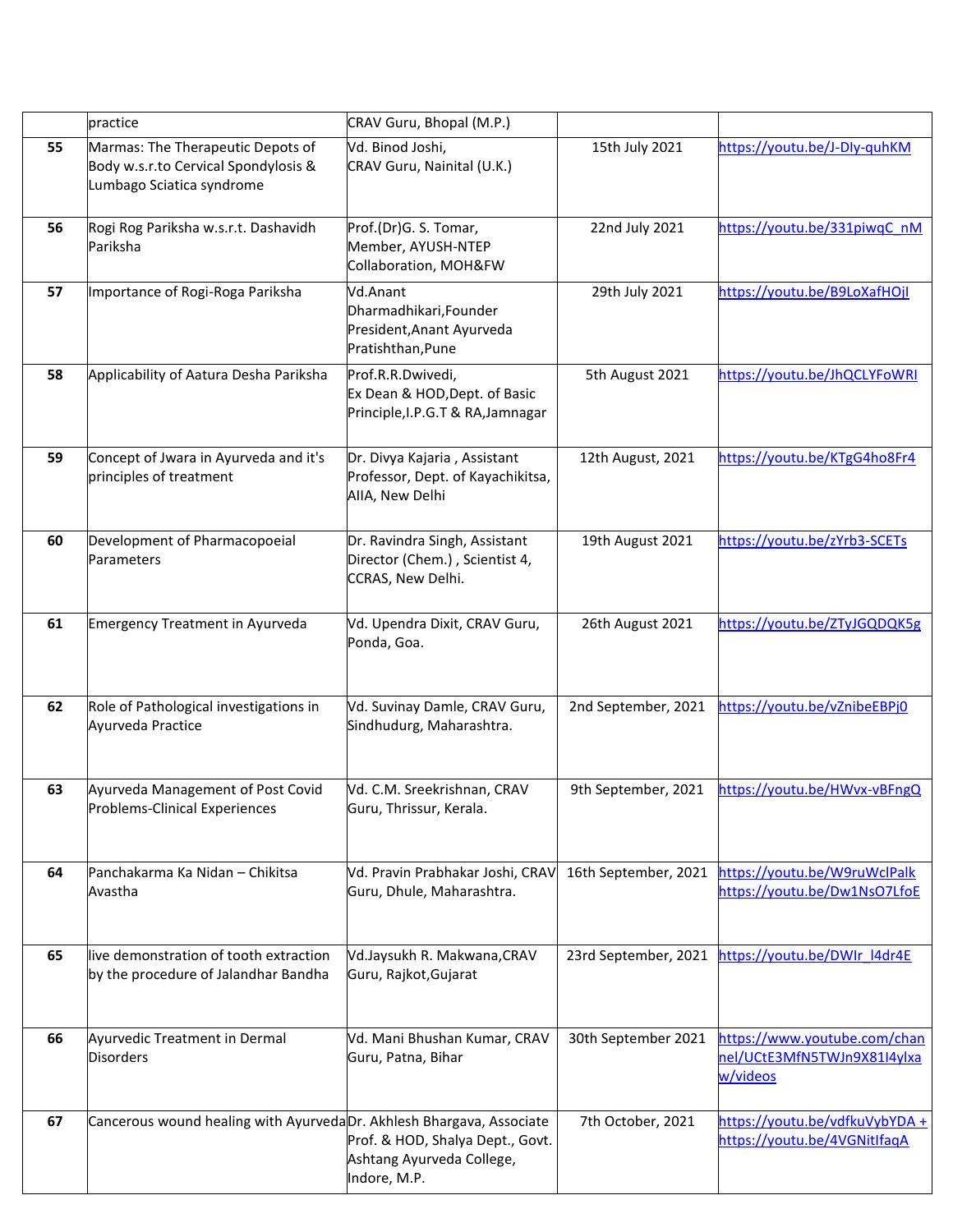| | practice | CRAV Guru, Bhopal (M.P.) | | |
|---|---|---|---|---|
| 55 | Marmas: The Therapeutic Depots of Body w.s.r.to Cervical Spondylosis & Lumbago Sciatica syndrome | Vd. Binod Joshi, CRAV Guru, Nainital (U.K.) | 15th July 2021 | https://youtu.be/J-DIy-quhKM |
| 56 | Rogi Rog Pariksha w.s.r.t. Dashavidh Pariksha | Prof.(Dr)G. S. Tomar, Member, AYUSH-NTEP Collaboration, MOH&FW | 22nd July 2021 | https://youtu.be/331piwqC_nM |
| 57 | Importance of Rogi-Roga Pariksha | Vd.Anant Dharmadhikari,Founder President,Anant Ayurveda Pratishthan,Pune | 29th July 2021 | https://youtu.be/B9LoXafHOjI |
| 58 | Applicability of Aatura Desha Pariksha | Prof.R.R.Dwivedi, Ex Dean & HOD,Dept. of Basic Principle,I.P.G.T & RA,Jamnagar | 5th August 2021 | https://youtu.be/JhQCLYFoWRI |
| 59 | Concept of Jwara in Ayurveda and it's principles of treatment | Dr. Divya Kajaria , Assistant Professor, Dept. of Kayachikitsa, AIIA, New Delhi | 12th August, 2021 | https://youtu.be/KTgG4ho8Fr4 |
| 60 | Development of Pharmacopoeial Parameters | Dr. Ravindra Singh, Assistant Director (Chem.) , Scientist 4, CCRAS, New Delhi. | 19th August 2021 | https://youtu.be/zYrb3-SCETs |
| 61 | Emergency Treatment in Ayurveda | Vd. Upendra Dixit, CRAV Guru, Ponda, Goa. | 26th August 2021 | https://youtu.be/ZTyJGQDQK5g |
| 62 | Role of Pathological investigations in Ayurveda Practice | Vd. Suvinay Damle, CRAV Guru, Sindhudurg, Maharashtra. | 2nd September, 2021 | https://youtu.be/vZnibeEBPj0 |
| 63 | Ayurveda Management of Post Covid Problems-Clinical Experiences | Vd. C.M. Sreekrishnan, CRAV Guru, Thrissur, Kerala. | 9th September, 2021 | https://youtu.be/HWvx-vBFngQ |
| 64 | Panchakarma Ka Nidan – Chikitsa Avastha | Vd. Pravin Prabhakar Joshi, CRAV Guru, Dhule, Maharashtra. | 16th September, 2021 | https://youtu.be/W9ruWclPalk https://youtu.be/Dw1NsO7LfoE |
| 65 | live demonstration of tooth extraction by the procedure of Jalandhar Bandha | Vd.Jaysukh R. Makwana,CRAV Guru, Rajkot,Gujarat | 23rd September, 2021 | https://youtu.be/DWIr_l4dr4E |
| 66 | Ayurvedic Treatment in Dermal Disorders | Vd. Mani Bhushan Kumar, CRAV Guru, Patna, Bihar | 30th September 2021 | https://www.youtube.com/channel/UCtE3MfN5TWJn9X81I4ylxaw/videos |
| 67 | Cancerous wound healing with Ayurveda | Dr. Akhlesh Bhargava, Associate Prof. & HOD, Shalya Dept., Govt. Ashtang Ayurveda College, Indore, M.P. | 7th October, 2021 | https://youtu.be/vdfkuVybYDA + https://youtu.be/4VGNitIfaqA |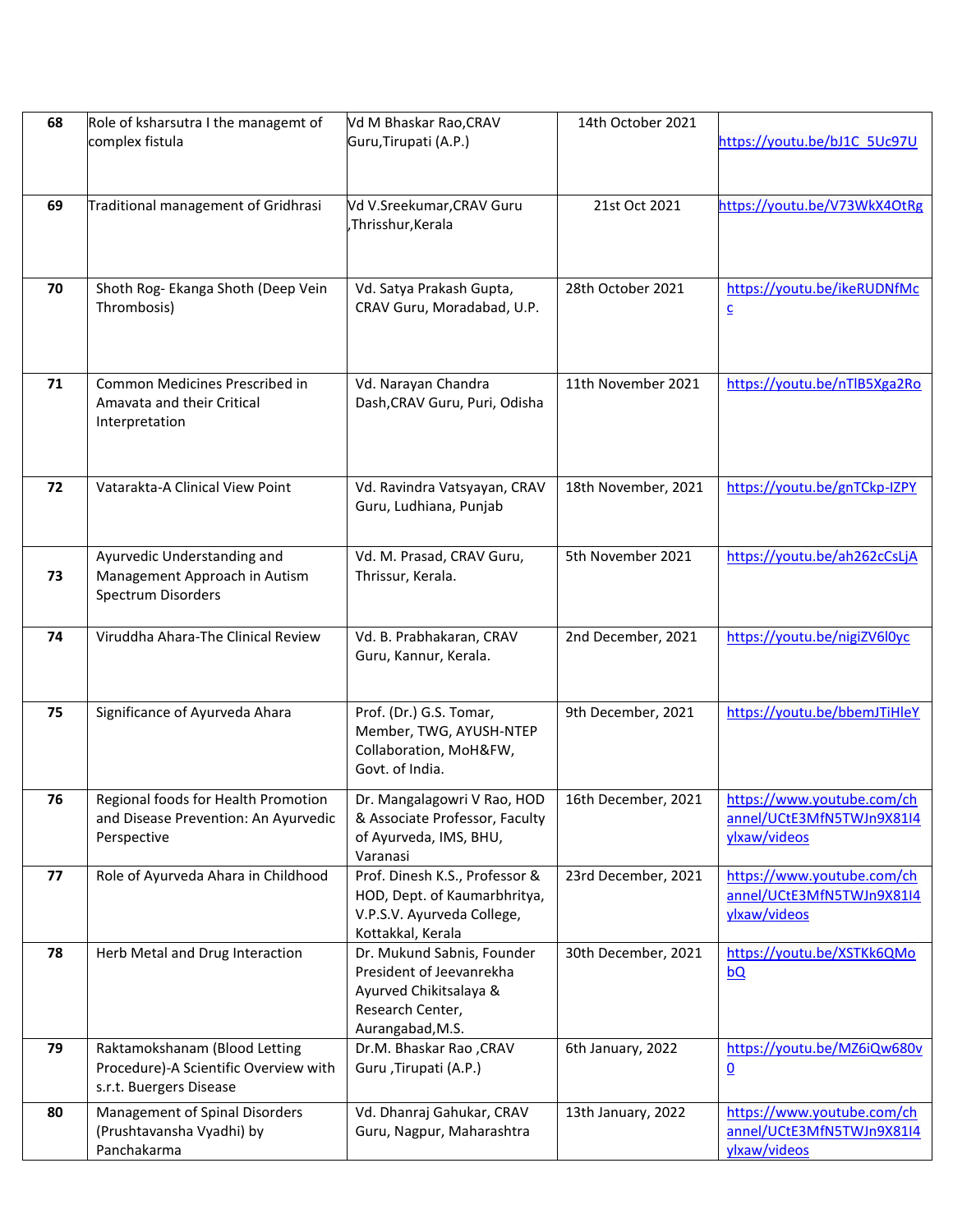| 68 | Role of ksharsutra I the managemt of complex fistula | Vd M Bhaskar Rao,CRAV Guru,Tirupati (A.P.) | 14th October 2021 | https://youtu.be/bJ1C_5Uc97U |
|---|---|---|---|---|
| 69 | Traditional management of Gridhrasi | Vd V.Sreekumar,CRAV Guru ,Thrisshur,Kerala | 21st Oct 2021 | https://youtu.be/V73WkX4OtRg |
| 70 | Shoth Rog- Ekanga Shoth (Deep Vein Thrombosis) | Vd. Satya Prakash Gupta, CRAV Guru, Moradabad, U.P. | 28th October 2021 | https://youtu.be/ikeRUDNfMcc |
| 71 | Common Medicines Prescribed in Amavata and their Critical Interpretation | Vd. Narayan Chandra Dash,CRAV Guru, Puri, Odisha | 11th November 2021 | https://youtu.be/nTlB5Xga2Ro |
| 72 | Vatarakta-A Clinical View Point | Vd. Ravindra Vatsyayan, CRAV Guru, Ludhiana, Punjab | 18th November, 2021 | https://youtu.be/gnTCkp-IZPY |
| 73 | Ayurvedic Understanding and Management Approach in Autism Spectrum Disorders | Vd. M. Prasad, CRAV Guru, Thrissur, Kerala. | 5th November 2021 | https://youtu.be/ah262cCsLjA |
| 74 | Viruddha Ahara-The Clinical Review | Vd. B. Prabhakaran, CRAV Guru, Kannur, Kerala. | 2nd December, 2021 | https://youtu.be/nigiZV6l0yc |
| 75 | Significance of Ayurveda Ahara | Prof. (Dr.) G.S. Tomar, Member, TWG, AYUSH-NTEP Collaboration, MoH&FW, Govt. of India. | 9th December, 2021 | https://youtu.be/bbemJTiHleY |
| 76 | Regional foods for Health Promotion and Disease Prevention: An Ayurvedic Perspective | Dr. Mangalagowri V Rao, HOD & Associate Professor, Faculty of Ayurveda, IMS, BHU, Varanasi | 16th December, 2021 | https://www.youtube.com/channel/UCtE3MfN5TWJn9X81I4ylxaw/videos |
| 77 | Role of Ayurveda Ahara in Childhood | Prof. Dinesh K.S., Professor & HOD, Dept. of Kaumarbhritya, V.P.S.V. Ayurveda College, Kottakkal, Kerala | 23rd December, 2021 | https://www.youtube.com/channel/UCtE3MfN5TWJn9X81I4ylxaw/videos |
| 78 | Herb Metal and Drug Interaction | Dr. Mukund Sabnis, Founder President of Jeevanrekha Ayurved Chikitsalaya & Research Center, Aurangabad,M.S. | 30th December, 2021 | https://youtu.be/XSTKk6QMobQ |
| 79 | Raktamokshanam (Blood Letting Procedure)-A Scientific Overview with s.r.t. Buergers Disease | Dr.M. Bhaskar Rao ,CRAV Guru ,Tirupati (A.P.) | 6th January, 2022 | https://youtu.be/MZ6iQw680v0 |
| 80 | Management of Spinal Disorders (Prushtavansha Vyadhi) by Panchakarma | Vd. Dhanraj Gahukar, CRAV Guru, Nagpur, Maharashtra | 13th January, 2022 | https://www.youtube.com/channel/UCtE3MfN5TWJn9X81I4ylxaw/videos |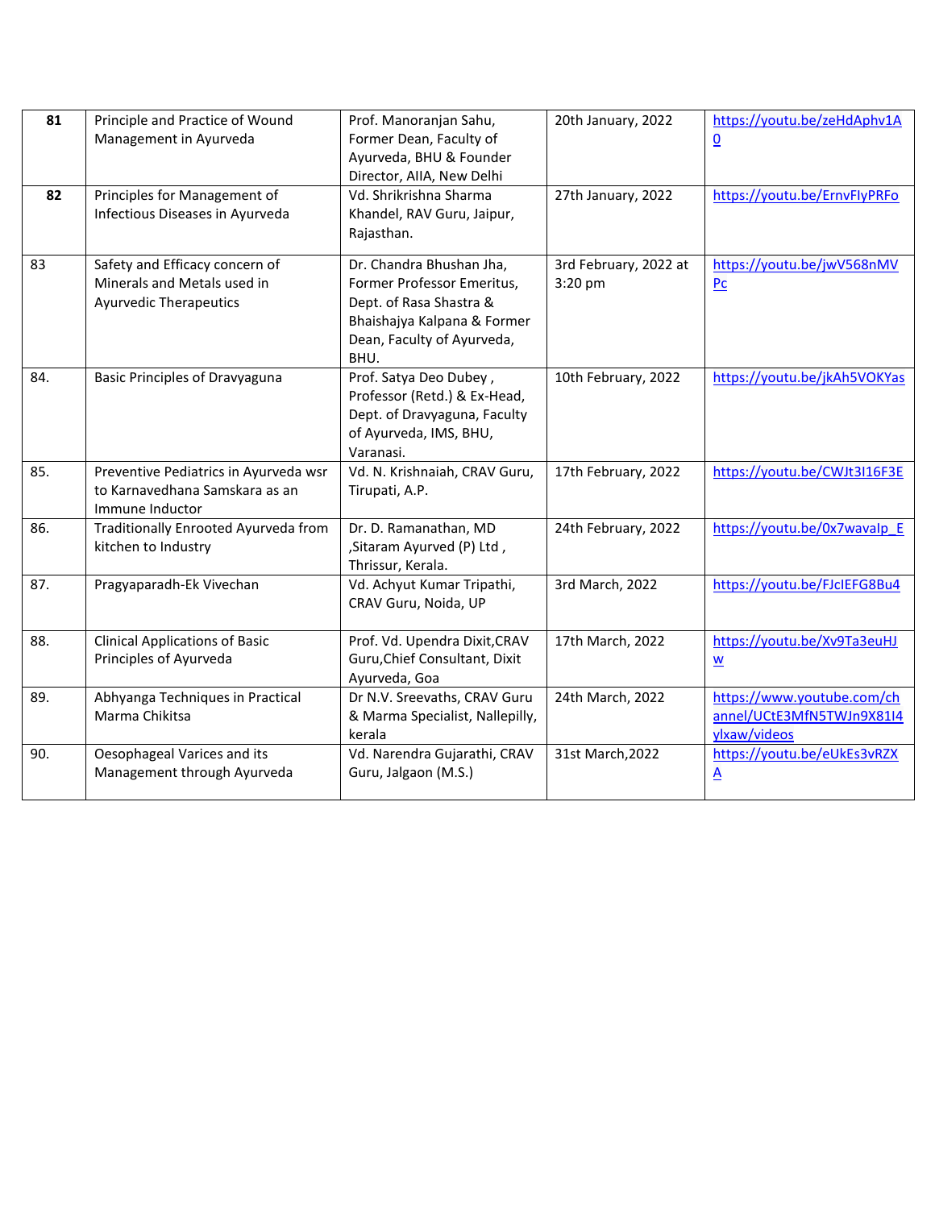| | | | | |
|---|---|---|---|---|
| **81** | Principle and Practice of Wound Management in Ayurveda | Prof. Manoranjan Sahu, Former Dean, Faculty of Ayurveda, BHU & Founder Director, AIIA, New Delhi | 20th January, 2022 | https://youtu.be/zeHdAphv1A0 |
| **82** | Principles for Management of Infectious Diseases in Ayurveda | Vd. Shrikrishna Sharma Khandel, RAV Guru, Jaipur, Rajasthan. | 27th January, 2022 | https://youtu.be/ErnvFlyPRFo |
| 83 | Safety and Efficacy concern of Minerals and Metals used in Ayurvedic Therapeutics | Dr. Chandra Bhushan Jha, Former Professor Emeritus, Dept. of Rasa Shastra & Bhaishajya Kalpana & Former Dean, Faculty of Ayurveda, BHU. | 3rd February, 2022 at 3:20 pm | https://youtu.be/jwV568nMVPc |
| 84. | Basic Principles of Dravyaguna | Prof. Satya Deo Dubey , Professor (Retd.) & Ex-Head, Dept. of Dravyaguna, Faculty of Ayurveda, IMS, BHU, Varanasi. | 10th February, 2022 | https://youtu.be/jkAh5VOKYas |
| 85. | Preventive Pediatrics in Ayurveda wsr to Karnavedhana Samskara as an Immune Inductor | Vd. N. Krishnaiah, CRAV Guru, Tirupati, A.P. | 17th February, 2022 | https://youtu.be/CWJt3I16F3E |
| 86. | Traditionally Enrooted Ayurveda from kitchen to Industry | Dr. D. Ramanathan, MD ,Sitaram Ayurved (P) Ltd , Thrissur, Kerala. | 24th February, 2022 | https://youtu.be/0x7wavalp_E |
| 87. | Pragyaparadh-Ek Vivechan | Vd. Achyut Kumar Tripathi, CRAV Guru, Noida, UP | 3rd March, 2022 | https://youtu.be/FJcIEFG8Bu4 |
| 88. | Clinical Applications of Basic Principles of Ayurveda | Prof. Vd. Upendra Dixit,CRAV Guru,Chief Consultant, Dixit Ayurveda, Goa | 17th March, 2022 | https://youtu.be/Xv9Ta3euHJw |
| 89. | Abhyanga Techniques in Practical Marma Chikitsa | Dr N.V. Sreevaths, CRAV Guru & Marma Specialist, Nallepilly, kerala | 24th March, 2022 | https://www.youtube.com/channel/UCtE3MfN5TWJn9X81I4ylxaw/videos |
| 90. | Oesophageal Varices and its Management through Ayurveda | Vd. Narendra Gujarathi, CRAV Guru, Jalgaon (M.S.) | 31st March,2022 | https://youtu.be/eUkEs3vRZXA |